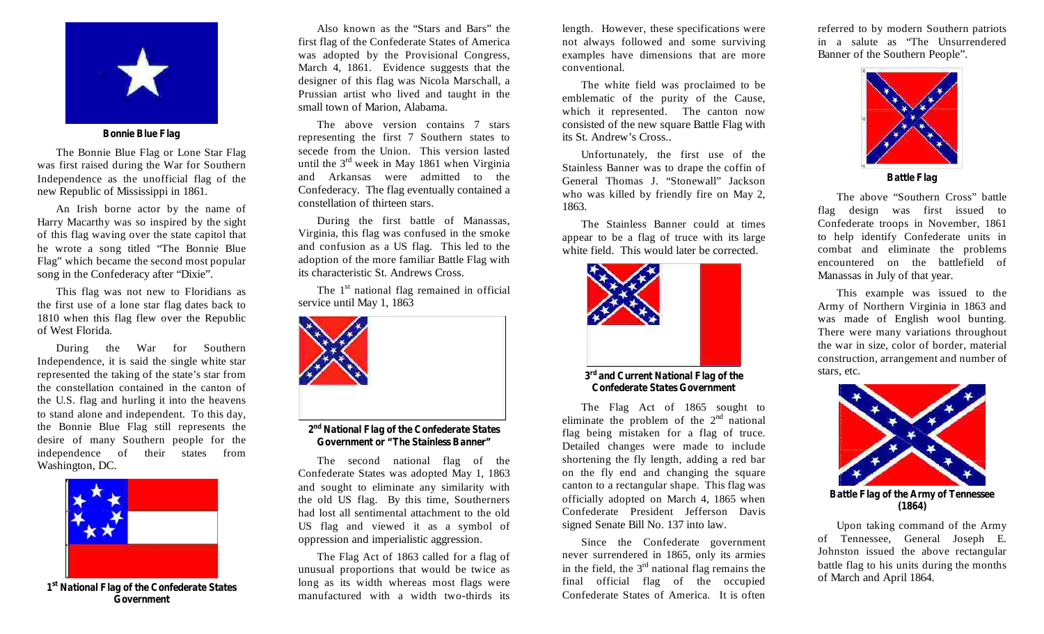**Bonnie Blue Flag**

The Bonnie Blue Flag or Lone Star Flag was first raised during the War for Southern Independence as the unofficial flag of the new Republic of Mississippi in 1861.

An Irish borne actor by the name of Harry Macarthy was so inspired by the sight of this flag waving over the state capitol that he wrote a song titled "The Bonnie Blue Flag" which became the second most popular song in the Confederacy after "Dixie".

This flag was not new to Floridians as the first use of a lone star flag dates back to 1810 when this flag flew over the Republic of West Florida.

During the War for Southern Independence, it is said the single white star represented the taking of the state's star from the constellation contained in the canton of the U.S. flag and hurling it into the heavens to stand alone and independent. To this day, the Bonnie Blue Flag still represents the desire of many Southern people for the independence of their states from Washington, DC.

**1st National Flag of the Confederate States Government**

Also known as the "Stars and Bars" the first flag of the Confederate States of America was adopted by the Provisional Congress, March 4, 1861. Evidence suggests that the designer of this flag was Nicola Marschall, a Prussian artist who lived and taught in the small town of Marion, Alabama.

The above version contains 7 stars representing the first 7 Southern states to secede from the Union. This version lasted until the 3rd week in May 1861 when Virginia and Arkansas were admitted to the Confederacy. The flag eventually contained a constellation of thirteen stars.

During the first battle of Manassas, Virginia, this flag was confused in the smoke and confusion as a US flag. This led to the adoption of the more familiar Battle Flag with its characteristic St. Andrews Cross.

The 1st national flag remained in official service until May 1, 1863

**2nd National Flag of the Confederate States Government or "The Stainless Banner"**

The second national flag of the Confederate States was adopted May 1, 1863 and sought to eliminate any similarity with the old US flag. By this time, Southerners had lost all sentimental attachment to the old US flag and viewed it as a symbol of oppression and imperialistic aggression.

The Flag Act of 1863 called for a flag of unusual proportions that would be twice as long as its width whereas most flags were manufactured with a width two-thirds its length. However, these specifications were not always followed and some surviving examples have dimensions that are more conventional.

The white field was proclaimed to be emblematic of the purity of the Cause, which it represented. The canton now consisted of the new square Battle Flag with its St. Andrew's Cross..

Unfortunately, the first use of the Stainless Banner was to drape the coffin of General Thomas J. "Stonewall" Jackson who was killed by friendly fire on May 2, 1863.

The Stainless Banner could at times appear to be a flag of truce with its large white field. This would later be corrected.

**3rd and Current National Flag of the Confederate States Government**

The Flag Act of 1865 sought to eliminate the problem of the 2nd national flag being mistaken for a flag of truce. Detailed changes were made to include shortening the fly length, adding a red bar on the fly end and changing the square canton to a rectangular shape. This flag was officially adopted on March 4, 1865 when Confederate President Jefferson Davis signed Senate Bill No. 137 into law.

Since the Confederate government never surrendered in 1865, only its armies in the field, the 3rd national flag remains the final official flag of the occupied Confederate States of America. It is often referred to by modern Southern patriots in a salute as "The Unsurrendered Banner of the Southern People".

**Battle Flag**

The above "Southern Cross" battle flag design was first issued to Confederate troops in November, 1861 to help identify Confederate units in combat and eliminate the problems encountered on the battlefield of Manassas in July of that year.

This example was issued to the Army of Northern Virginia in 1863 and was made of English wool bunting. There were many variations throughout the war in size, color of border, material construction, arrangement and number of stars, etc.

**Battle Flag of the Army of Tennessee (1864)**

Upon taking command of the Army of Tennessee, General Joseph E. Johnston issued the above rectangular battle flag to his units during the months of March and April 1864.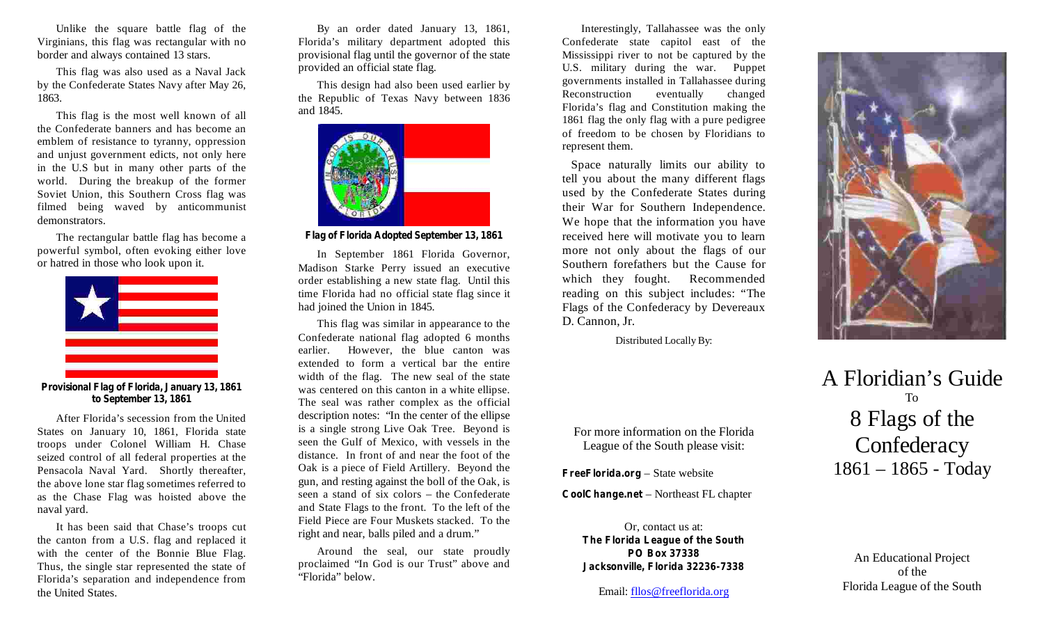Unlike the square battle flag of the Virginians, this flag was rectangular with no border and always contained 13 stars.

This flag was also used as a Naval Jack by the Confederate States Navy after May 26, 1863.

This flag is the most well known of all the Confederate banners and has become an emblem of resistance to tyranny, oppression and unjust government edicts, not only here in the U.S but in many other parts of the world. During the breakup of the former Soviet Union, this Southern Cross flag was filmed being waved by anticommunist demonstrators.

The rectangular battle flag has become a powerful symbol, often evoking either love or hatred in those who look upon it.

**Provisional Flag of Florida, January 13, 1861 to September 13, 1861**

After Florida's secession from the United States on January 10, 1861, Florida state troops under Colonel William H. Chase seized control of all federal properties at the Pensacola Naval Yard. Shortly thereafter, the above lone star flag sometimes referred to as the Chase Flag was hoisted above the naval yard.

It has been said that Chase's troops cut the canton from a U.S. flag and replaced it with the center of the Bonnie Blue Flag. Thus, the single star represented the state of Florida's separation and independence from the United States.

By an order dated January 13, 1861, Florida's military department adopted this provisional flag until the governor of the state provided an official state flag.

This design had also been used earlier by the Republic of Texas Navy between 1836 and 1845.

**Flag of Florida Adopted September 13, 1861**

In September 1861 Florida Governor, Madison Starke Perry issued an executive order establishing a new state flag. Until this time Florida had no official state flag since it had joined the Union in 1845.

This flag was similar in appearance to the Confederate national flag adopted 6 months earlier. However, the blue canton was extended to form a vertical bar the entire width of the flag. The new seal of the state was centered on this canton in a white ellipse. The seal was rather complex as the official description notes: "In the center of the ellipse is a single strong Live Oak Tree. Beyond is seen the Gulf of Mexico, with vessels in the distance. In front of and near the foot of the Oak is a piece of Field Artillery. Beyond the gun, and resting against the boll of the Oak, is seen a stand of six colors – the Confederate and State Flags to the front. To the left of the Field Piece are Four Muskets stacked. To the right and near, balls piled and a drum."

Around the seal, our state proudly proclaimed "In God is our Trust" above and "Florida" below.

Interestingly, Tallahassee was the only Confederate state capitol east of the Mississippi river to not be captured by the U.S. military during the war. Puppet governments installed in Tallahassee during Reconstruction eventually changed Florida's flag and Constitution making the 1861 flag the only flag with a pure pedigree of freedom to be chosen by Floridians to represent them.

Space naturally limits our ability to tell you about the many different flags used by the Confederate States during their War for Southern Independence. We hope that the information you have received here will motivate you to learn more not only about the flags of our Southern forefathers but the Cause for which they fought. Recommended reading on this subject includes: "The Flags of the Confederacy by Devereaux D. Cannon, Jr.

Distributed Locally By:

For more information on the Florida League of the South please visit:

**FreeFlorida.org** – State website

**CoolChange.net** – Northeast FL chapter

Or, contact us at:
**The Florida League of the South**
**PO Box 37338**
**Jacksonville, Florida 32236-7338**

Email: fllos@freeflorida.org

# A Floridian's Guide
To
# 8 Flags of the Confederacy
## 1861 – 1865 - Today

An Educational Project
of the
Florida League of the South